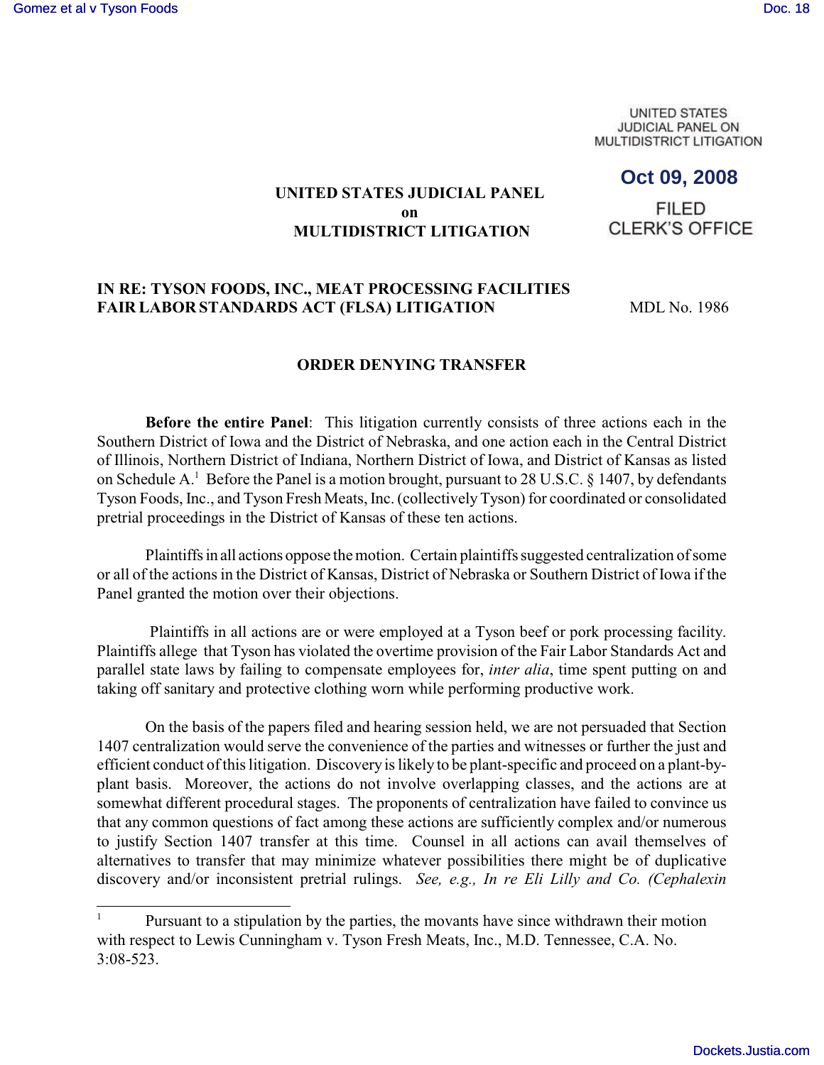UNITED STATES
JUDICIAL PANEL ON
MULTIDISTRICT LITIGATION

**Oct 09, 2008**

FILED
CLERK'S OFFICE

**UNITED STATES JUDICIAL PANEL**
**on**
**MULTIDISTRICT LITIGATION**

**IN RE: TYSON FOODS, INC., MEAT PROCESSING FACILITIES FAIR LABOR STANDARDS ACT (FLSA) LITIGATION** MDL No. 1986

## ORDER DENYING TRANSFER

**Before the entire Panel**: This litigation currently consists of three actions each in the Southern District of Iowa and the District of Nebraska, and one action each in the Central District of Illinois, Northern District of Indiana, Northern District of Iowa, and District of Kansas as listed on Schedule A.[1] Before the Panel is a motion brought, pursuant to 28 U.S.C. § 1407, by defendants Tyson Foods, Inc., and Tyson Fresh Meats, Inc. (collectively Tyson) for coordinated or consolidated pretrial proceedings in the District of Kansas of these ten actions.

Plaintiffs in all actions oppose the motion. Certain plaintiffs suggested centralization of some or all of the actions in the District of Kansas, District of Nebraska or Southern District of Iowa if the Panel granted the motion over their objections.

Plaintiffs in all actions are or were employed at a Tyson beef or pork processing facility. Plaintiffs allege that Tyson has violated the overtime provision of the Fair Labor Standards Act and parallel state laws by failing to compensate employees for, *inter alia*, time spent putting on and taking off sanitary and protective clothing worn while performing productive work.

On the basis of the papers filed and hearing session held, we are not persuaded that Section 1407 centralization would serve the convenience of the parties and witnesses or further the just and efficient conduct of this litigation. Discovery is likely to be plant-specific and proceed on a plant-by-plant basis. Moreover, the actions do not involve overlapping classes, and the actions are at somewhat different procedural stages. The proponents of centralization have failed to convince us that any common questions of fact among these actions are sufficiently complex and/or numerous to justify Section 1407 transfer at this time. Counsel in all actions can avail themselves of alternatives to transfer that may minimize whatever possibilities there might be of duplicative discovery and/or inconsistent pretrial rulings. *See, e.g., In re Eli Lilly and Co. (Cephalexin*

[1] Pursuant to a stipulation by the parties, the movants have since withdrawn their motion with respect to Lewis Cunningham v. Tyson Fresh Meats, Inc., M.D. Tennessee, C.A. No. 3:08-523.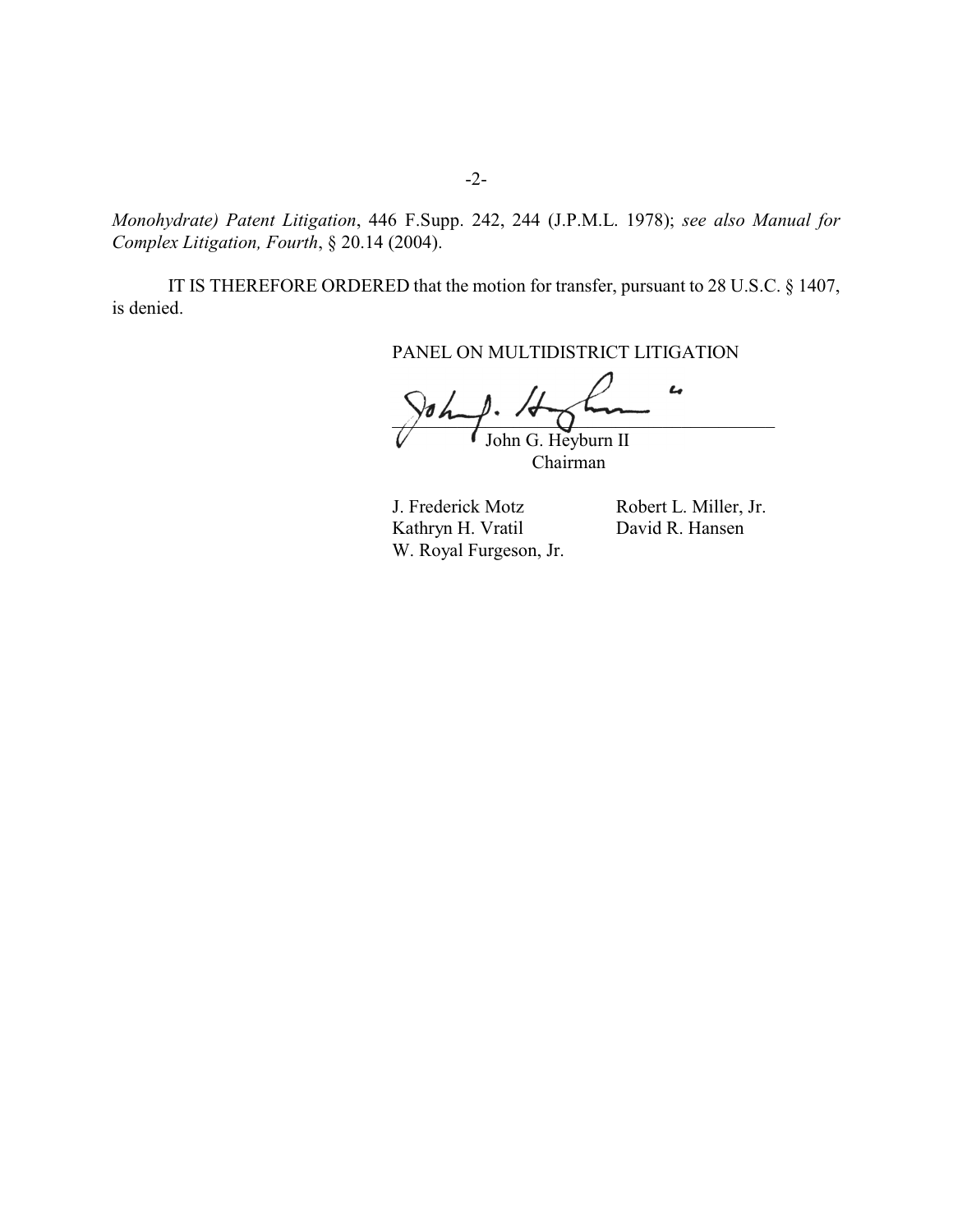*Monohydrate) Patent Litigation*, 446 F.Supp. 242, 244 (J.P.M.L. 1978); *see also Manual for Complex Litigation, Fourth*, § 20.14 (2004).

IT IS THEREFORE ORDERED that the motion for transfer, pursuant to 28 U.S.C. § 1407, is denied.

PANEL ON MULTIDISTRICT LITIGATION

John G. Heyburn II
Chairman

J. Frederick Motz
Kathryn H. Vratil
W. Royal Furgeson, Jr.

Robert L. Miller, Jr.
David R. Hansen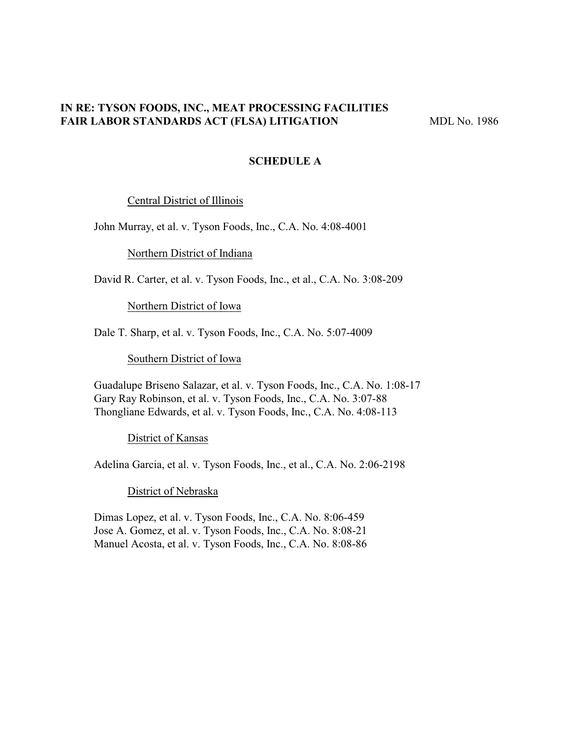**IN RE: TYSON FOODS, INC., MEAT PROCESSING FACILITIES FAIR LABOR STANDARDS ACT (FLSA) LITIGATION** MDL No. 1986

## SCHEDULE A

<u>Central District of Illinois</u>

John Murray, et al. v. Tyson Foods, Inc., C.A. No. 4:08-4001

<u>Northern District of Indiana</u>

David R. Carter, et al. v. Tyson Foods, Inc., et al., C.A. No. 3:08-209

<u>Northern District of Iowa</u>

Dale T. Sharp, et al. v. Tyson Foods, Inc., C.A. No. 5:07-4009

<u>Southern District of Iowa</u>

Guadalupe Briseno Salazar, et al. v. Tyson Foods, Inc., C.A. No. 1:08-17
Gary Ray Robinson, et al. v. Tyson Foods, Inc., C.A. No. 3:07-88
Thongliane Edwards, et al. v. Tyson Foods, Inc., C.A. No. 4:08-113

<u>District of Kansas</u>

Adelina Garcia, et al. v. Tyson Foods, Inc., et al., C.A. No. 2:06-2198

<u>District of Nebraska</u>

Dimas Lopez, et al. v. Tyson Foods, Inc., C.A. No. 8:06-459
Jose A. Gomez, et al. v. Tyson Foods, Inc., C.A. No. 8:08-21
Manuel Acosta, et al. v. Tyson Foods, Inc., C.A. No. 8:08-86